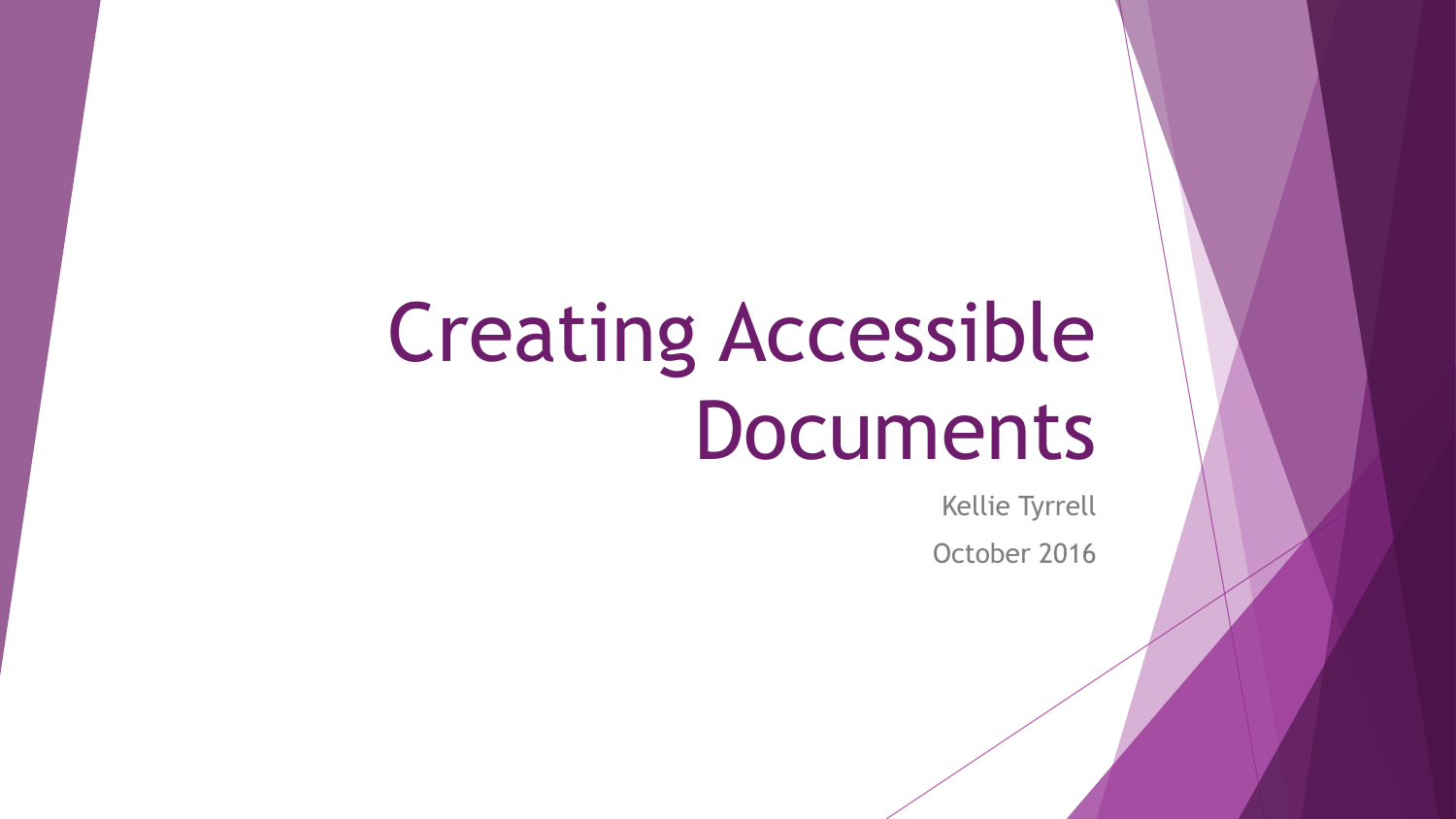# Creating Accessible Documents

Kellie Tyrrell

October 2016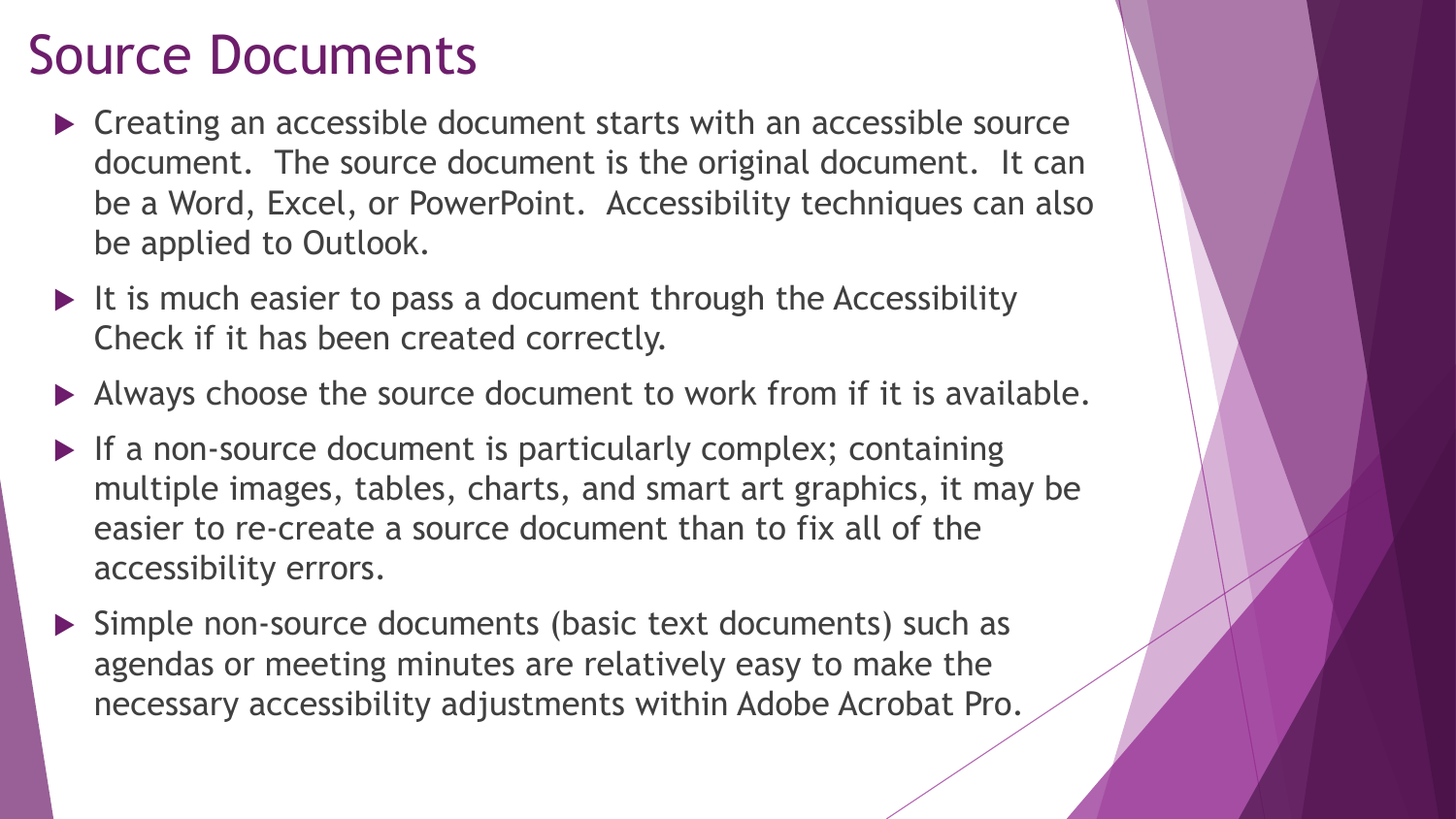# Source Documents

- Creating an accessible document starts with an accessible source document. The source document is the original document. It can be a Word, Excel, or PowerPoint. Accessibility techniques can also be applied to Outlook.
- It is much easier to pass a document through the Accessibility Check if it has been created correctly.
- Always choose the source document to work from if it is available.
- If a non-source document is particularly complex; containing multiple images, tables, charts, and smart art graphics, it may be easier to re-create a source document than to fix all of the accessibility errors.
- Simple non-source documents (basic text documents) such as agendas or meeting minutes are relatively easy to make the necessary accessibility adjustments within Adobe Acrobat Pro.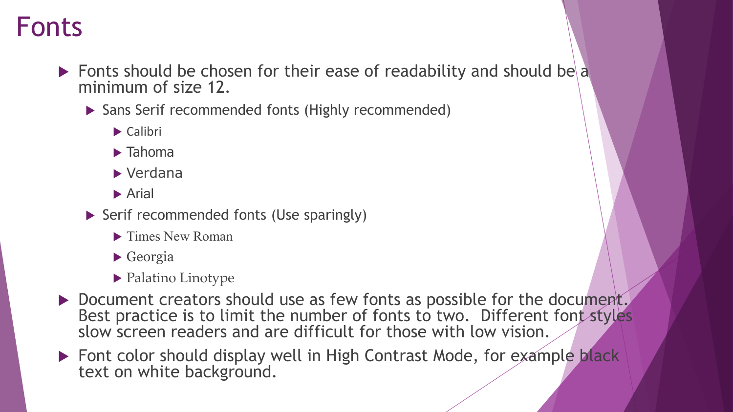# Fonts

- Fonts should be chosen for their ease of readability and should be a minimum of size 12.
  - Sans Serif recommended fonts (Highly recommended)
    - Calibri
    - Tahoma
    - Verdana
    - Arial
  - Serif recommended fonts (Use sparingly)
    - Times New Roman
    - Georgia
    - Palatino Linotype
- Document creators should use as few fonts as possible for the document. Best practice is to limit the number of fonts to two. Different font styles slow screen readers and are difficult for those with low vision.
- Font color should display well in High Contrast Mode, for example black text on white background.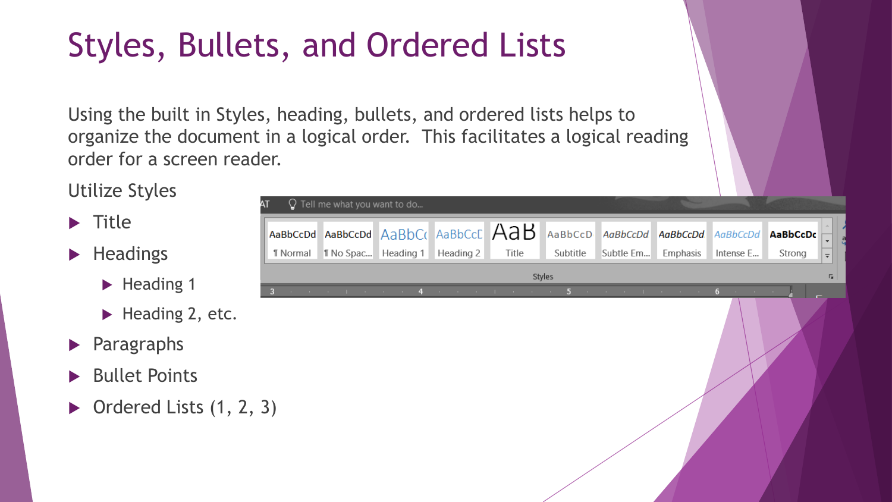# Styles, Bullets, and Ordered Lists

Using the built in Styles, heading, bullets, and ordered lists helps to organize the document in a logical order. This facilitates a logical reading order for a screen reader.

Utilize Styles

- Title
- Headings
  - Heading 1
  - Heading 2, etc.
- Paragraphs
- Bullet Points
- Ordered Lists (1, 2, 3)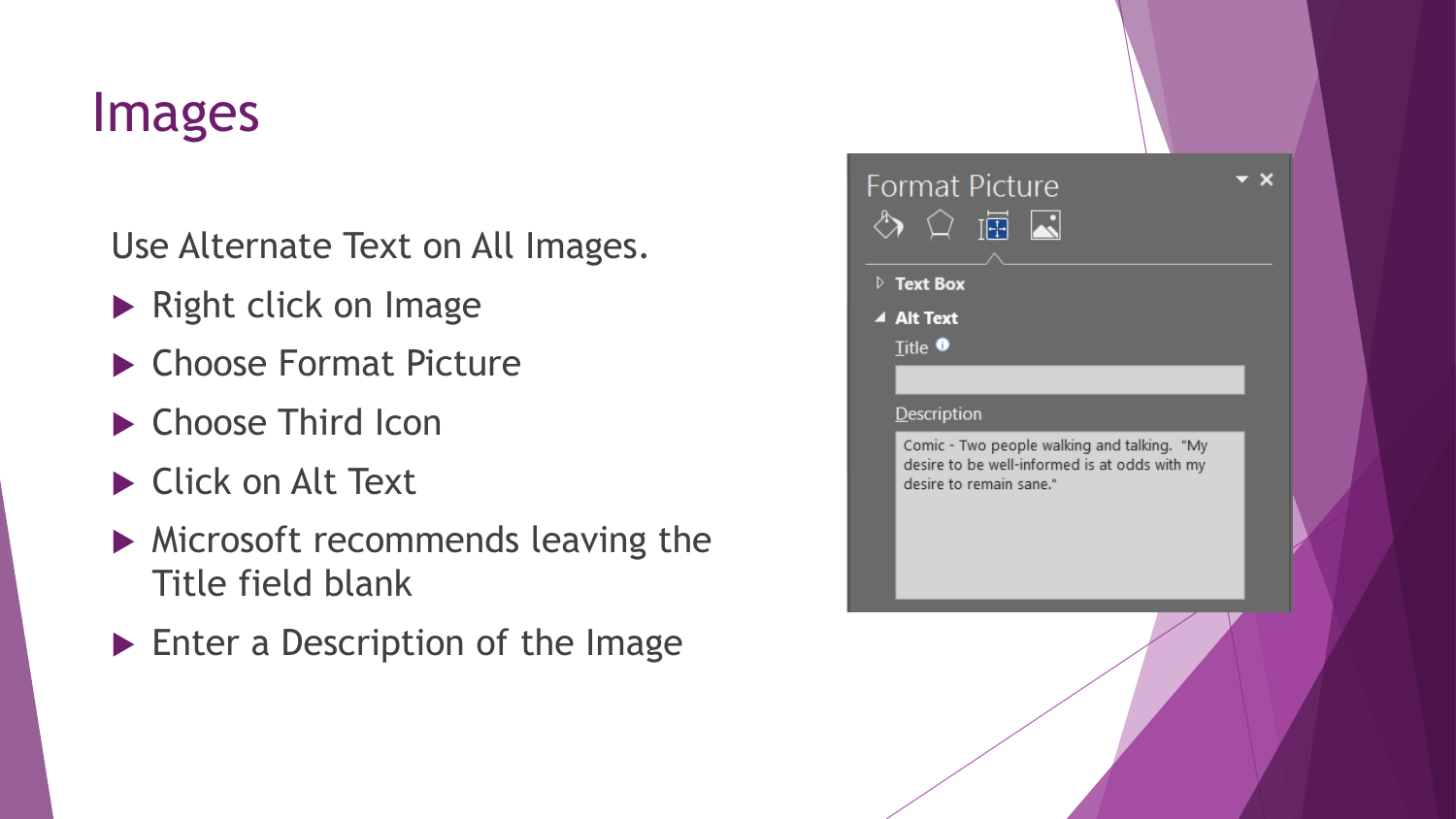# Images

Use Alternate Text on All Images.

- Right click on Image
- Choose Format Picture
- Choose Third Icon
- Click on Alt Text
- Microsoft recommends leaving the Title field blank
- Enter a Description of the Image

Format Picture

Text Box

Alt Text

Title

Description

Comic - Two people walking and talking. "My desire to be well-informed is at odds with my desire to remain sane."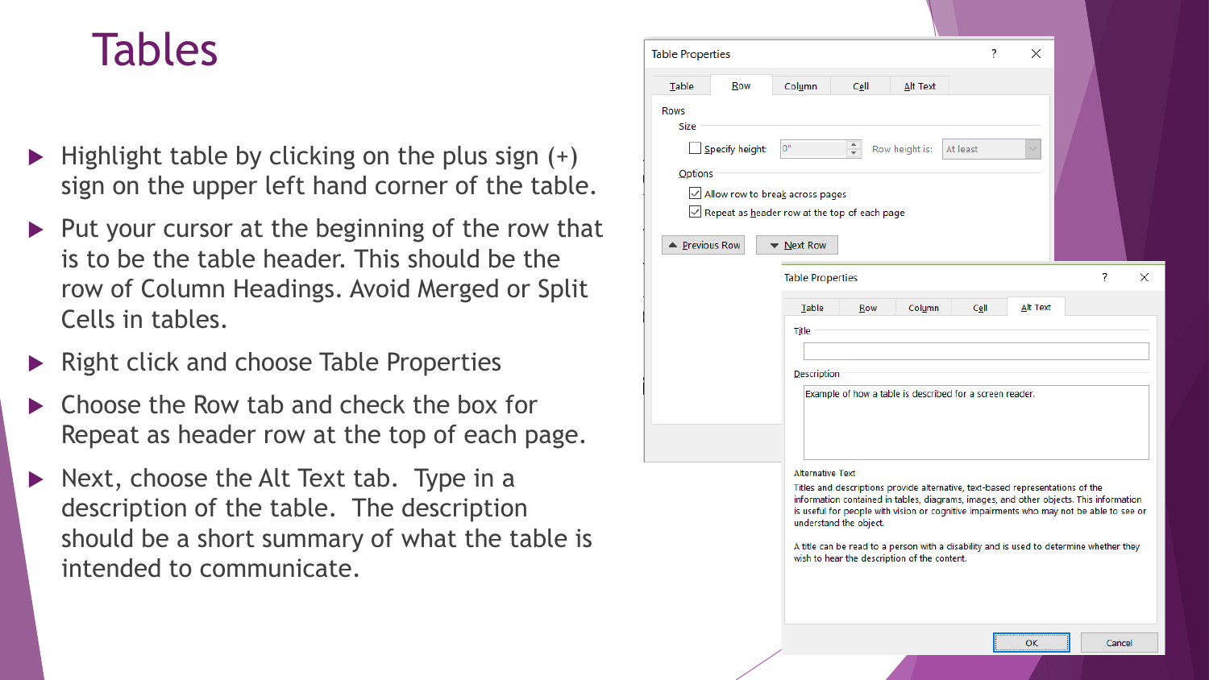# Tables

- Highlight table by clicking on the plus sign (+) sign on the upper left hand corner of the table.
- Put your cursor at the beginning of the row that is to be the table header. This should be the row of Column Headings. Avoid Merged or Split Cells in tables.
- Right click and choose Table Properties
- Choose the Row tab and check the box for Repeat as header row at the top of each page.
- Next, choose the Alt Text tab. Type in a description of the table. The description should be a short summary of what the table is intended to communicate.

Table Properties

Table | Row | Column | Cell | Alt Text

Rows

Size

☐ Specify height: 0" Row height is: At least

Options

☑ Allow row to break across pages

☑ Repeat as header row at the top of each page

▲ Previous Row ▼ Next Row

Table Properties

Table | Row | Column | Cell | Alt Text

Title

Description

Example of how a table is described for a screen reader.

Alternative Text

Titles and descriptions provide alternative, text-based representations of the information contained in tables, diagrams, images, and other objects. This information is useful for people with vision or cognitive impairments who may not be able to see or understand the object.

A title can be read to a person with a disability and is used to determine whether they wish to hear the description of the content.

OK Cancel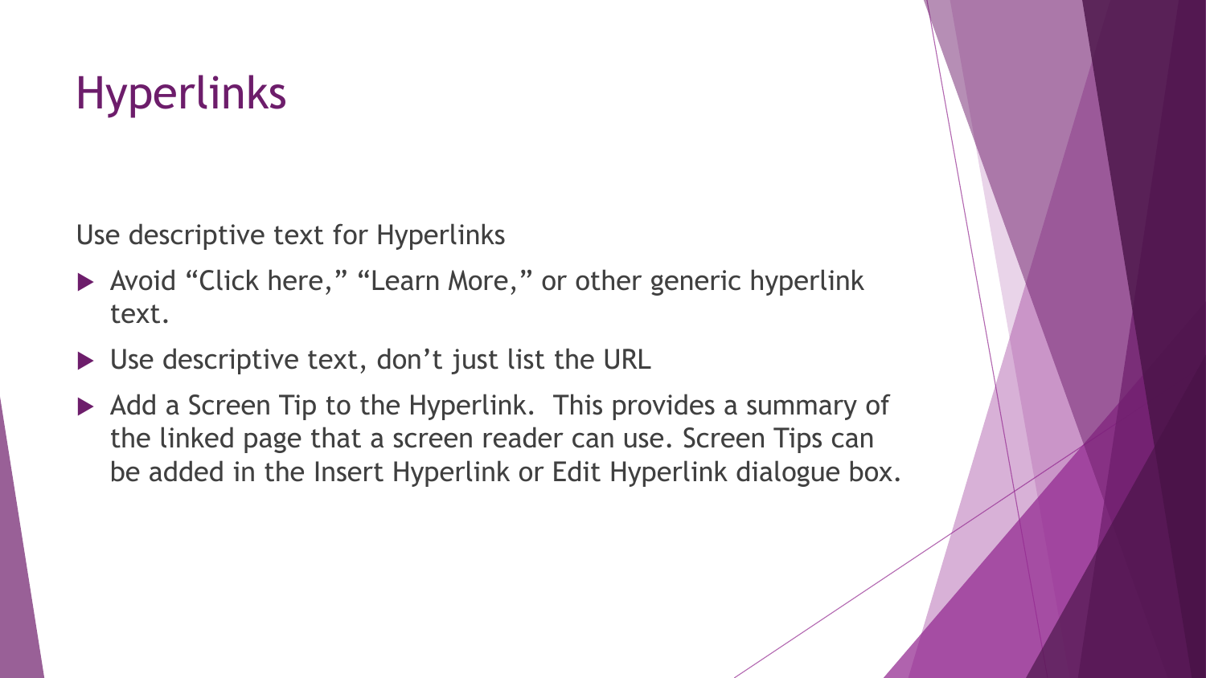# Hyperlinks

Use descriptive text for Hyperlinks

- Avoid “Click here,” “Learn More,” or other generic hyperlink text.
- Use descriptive text, don’t just list the URL
- Add a Screen Tip to the Hyperlink. This provides a summary of the linked page that a screen reader can use. Screen Tips can be added in the Insert Hyperlink or Edit Hyperlink dialogue box.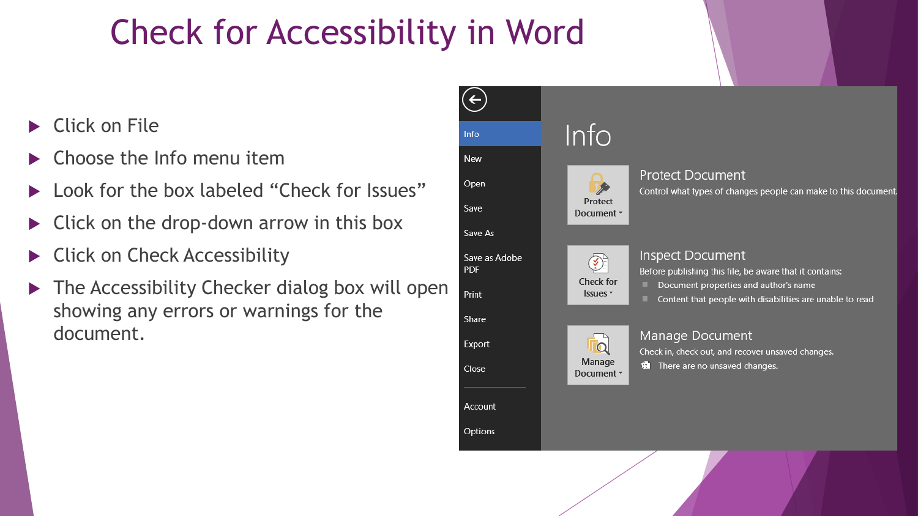# Check for Accessibility in Word

- Click on File
- Choose the Info menu item
- Look for the box labeled “Check for Issues”
- Click on the drop-down arrow in this box
- Click on Check Accessibility
- The Accessibility Checker dialog box will open showing any errors or warnings for the document.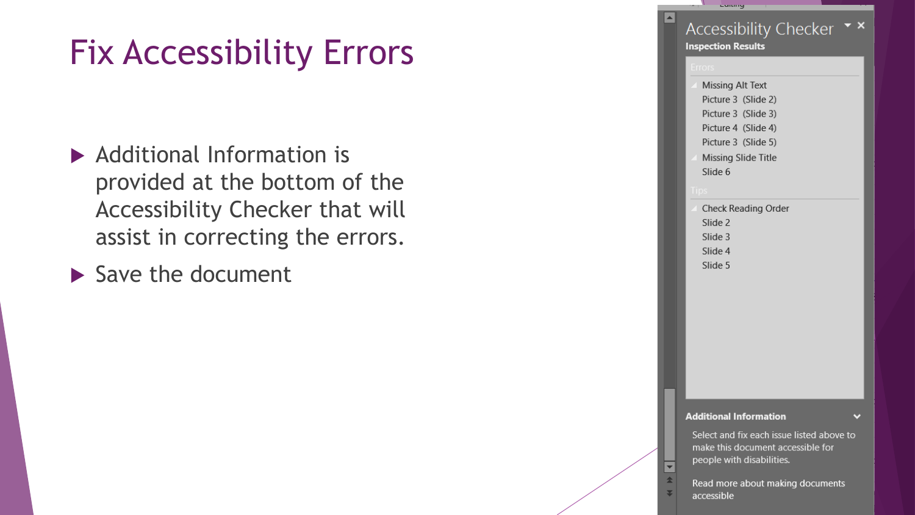# Fix Accessibility Errors

- Additional Information is provided at the bottom of the Accessibility Checker that will assist in correcting the errors.
- Save the document

Accessibility Checker

**Inspection Results**

Errors

- Missing Alt Text
  - Picture 3 (Slide 2)
  - Picture 3 (Slide 3)
  - Picture 4 (Slide 4)
  - Picture 3 (Slide 5)
- Missing Slide Title
  - Slide 6

Tips

- Check Reading Order
  - Slide 2
  - Slide 3
  - Slide 4
  - Slide 5

**Additional Information**

Select and fix each issue listed above to make this document accessible for people with disabilities.

Read more about making documents accessible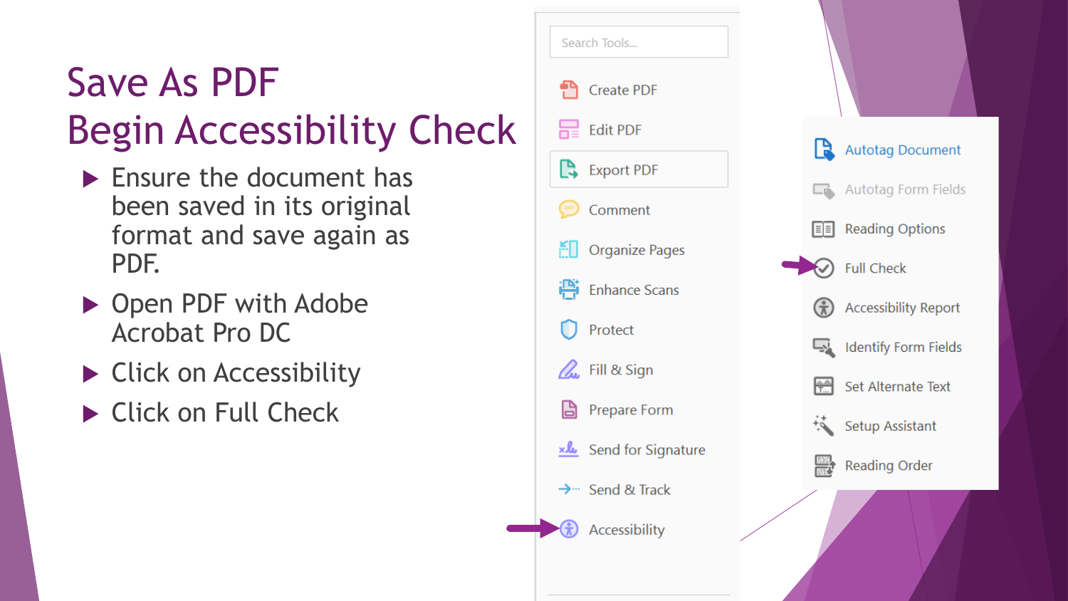# Save As PDF
# Begin Accessibility Check

- Ensure the document has been saved in its original format and save again as PDF.
- Open PDF with Adobe Acrobat Pro DC
- Click on Accessibility
- Click on Full Check

Search Tools...

- Create PDF
- Edit PDF
- Export PDF
- Comment
- Organize Pages
- Enhance Scans
- Protect
- Fill & Sign
- Prepare Form
- Send for Signature
- Send & Track
- Accessibility

- Autotag Document
- Autotag Form Fields
- Reading Options
- Full Check
- Accessibility Report
- Identify Form Fields
- Set Alternate Text
- Setup Assistant
- Reading Order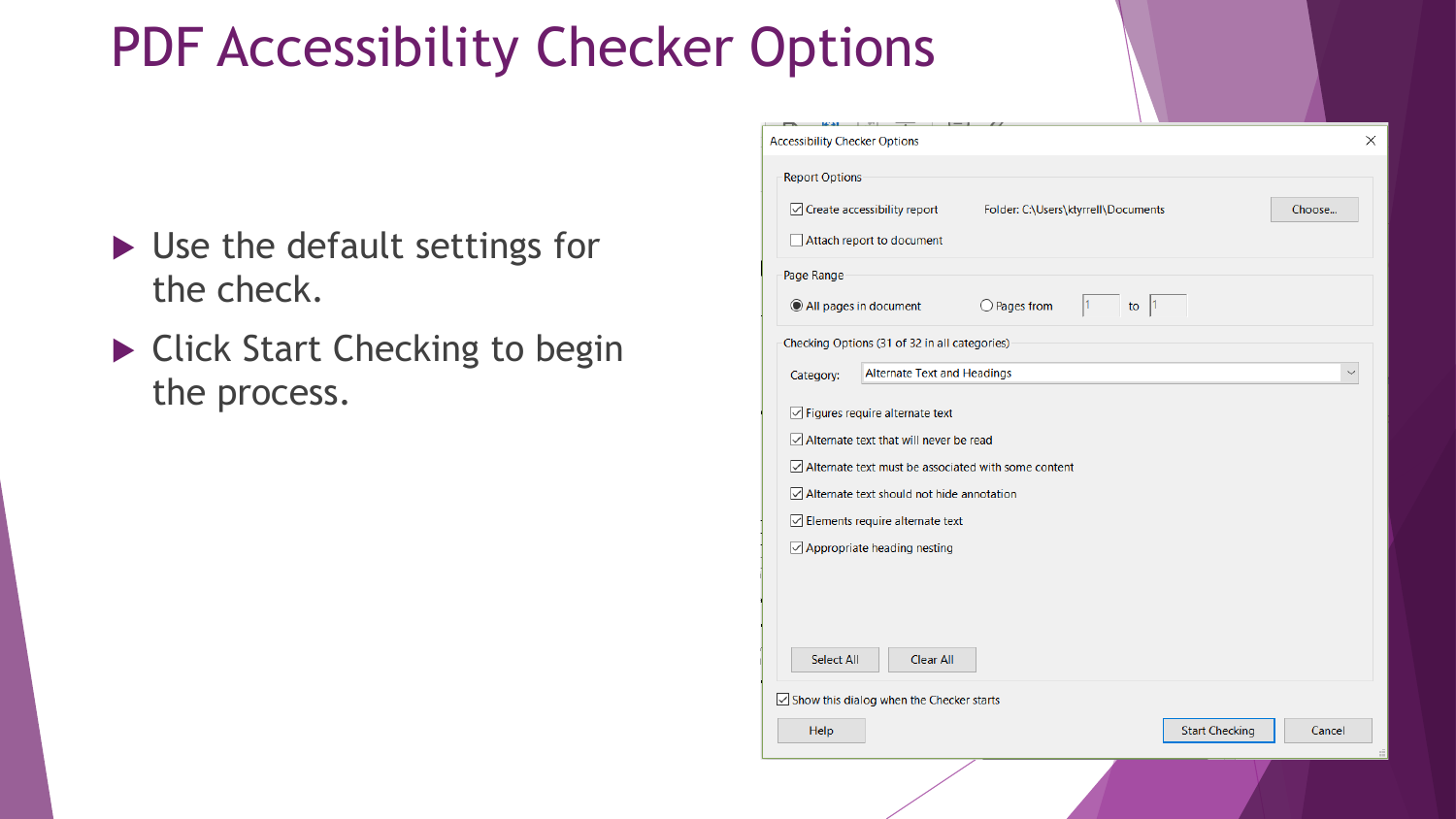# PDF Accessibility Checker Options

- Use the default settings for the check.
- Click Start Checking to begin the process.

Accessibility Checker Options

Report Options

- [x] Create accessibility report — Folder: C:\Users\ktyrrell\Documents — Choose...
- [ ] Attach report to document

Page Range

- (•) All pages in document
- ( ) Pages from 1 to 1

Checking Options (31 of 32 in all categories)

Category: Alternate Text and Headings

- [x] Figures require alternate text
- [x] Alternate text that will never be read
- [x] Alternate text must be associated with some content
- [x] Alternate text should not hide annotation
- [x] Elements require alternate text
- [x] Appropriate heading nesting

Select All | Clear All

- [x] Show this dialog when the Checker starts

Help | Start Checking | Cancel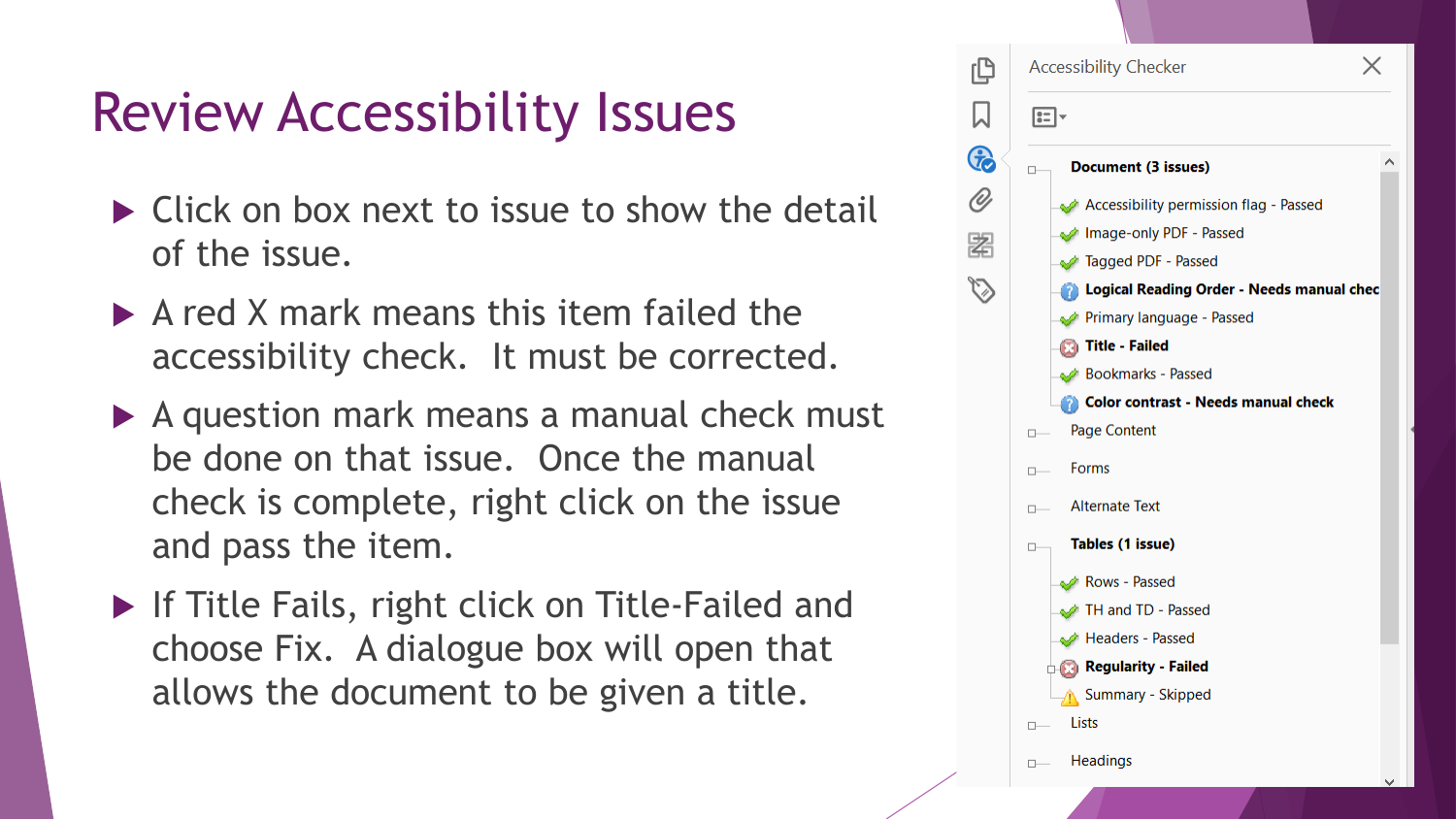# Review Accessibility Issues

- Click on box next to issue to show the detail of the issue.
- A red X mark means this item failed the accessibility check. It must be corrected.
- A question mark means a manual check must be done on that issue. Once the manual check is complete, right click on the issue and pass the item.
- If Title Fails, right click on Title-Failed and choose Fix. A dialogue box will open that allows the document to be given a title.

Accessibility Checker

- **Document (3 issues)**
  - Accessibility permission flag - Passed
  - Image-only PDF - Passed
  - Tagged PDF - Passed
  - **Logical Reading Order - Needs manual chec**
  - Primary language - Passed
  - **Title - Failed**
  - Bookmarks - Passed
  - **Color contrast - Needs manual check**
- Page Content
- Forms
- Alternate Text
- **Tables (1 issue)**
  - Rows - Passed
  - TH and TD - Passed
  - Headers - Passed
  - **Regularity - Failed**
  - Summary - Skipped
- Lists
- Headings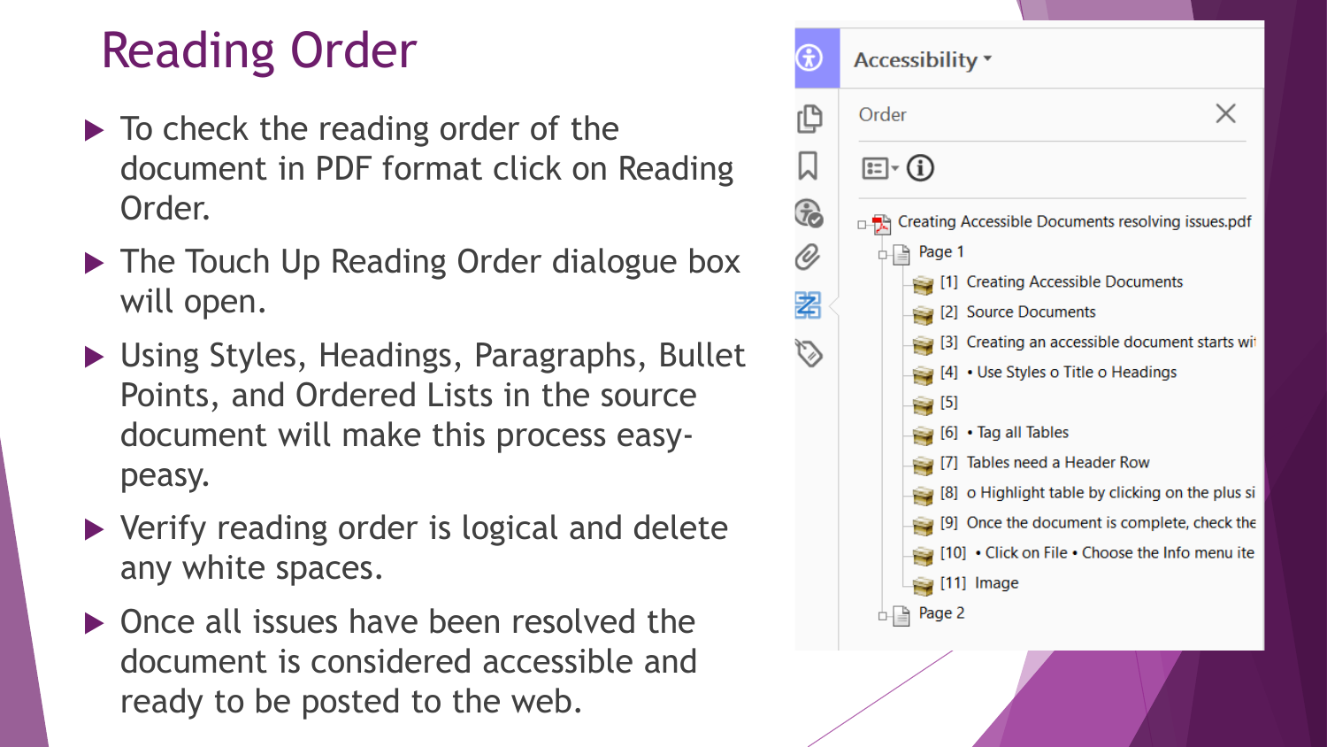# Reading Order

- To check the reading order of the document in PDF format click on Reading Order.
- The Touch Up Reading Order dialogue box will open.
- Using Styles, Headings, Paragraphs, Bullet Points, and Ordered Lists in the source document will make this process easy-peasy.
- Verify reading order is logical and delete any white spaces.
- Once all issues have been resolved the document is considered accessible and ready to be posted to the web.

Accessibility

Order

Creating Accessible Documents resolving issues.pdf

Page 1

[1] Creating Accessible Documents

[2] Source Documents

[3] Creating an accessible document starts wi

[4] • Use Styles o Title o Headings

[5]

[6] • Tag all Tables

[7] Tables need a Header Row

[8] o Highlight table by clicking on the plus si

[9] Once the document is complete, check the

[10] • Click on File • Choose the Info menu ite

[11] Image

Page 2